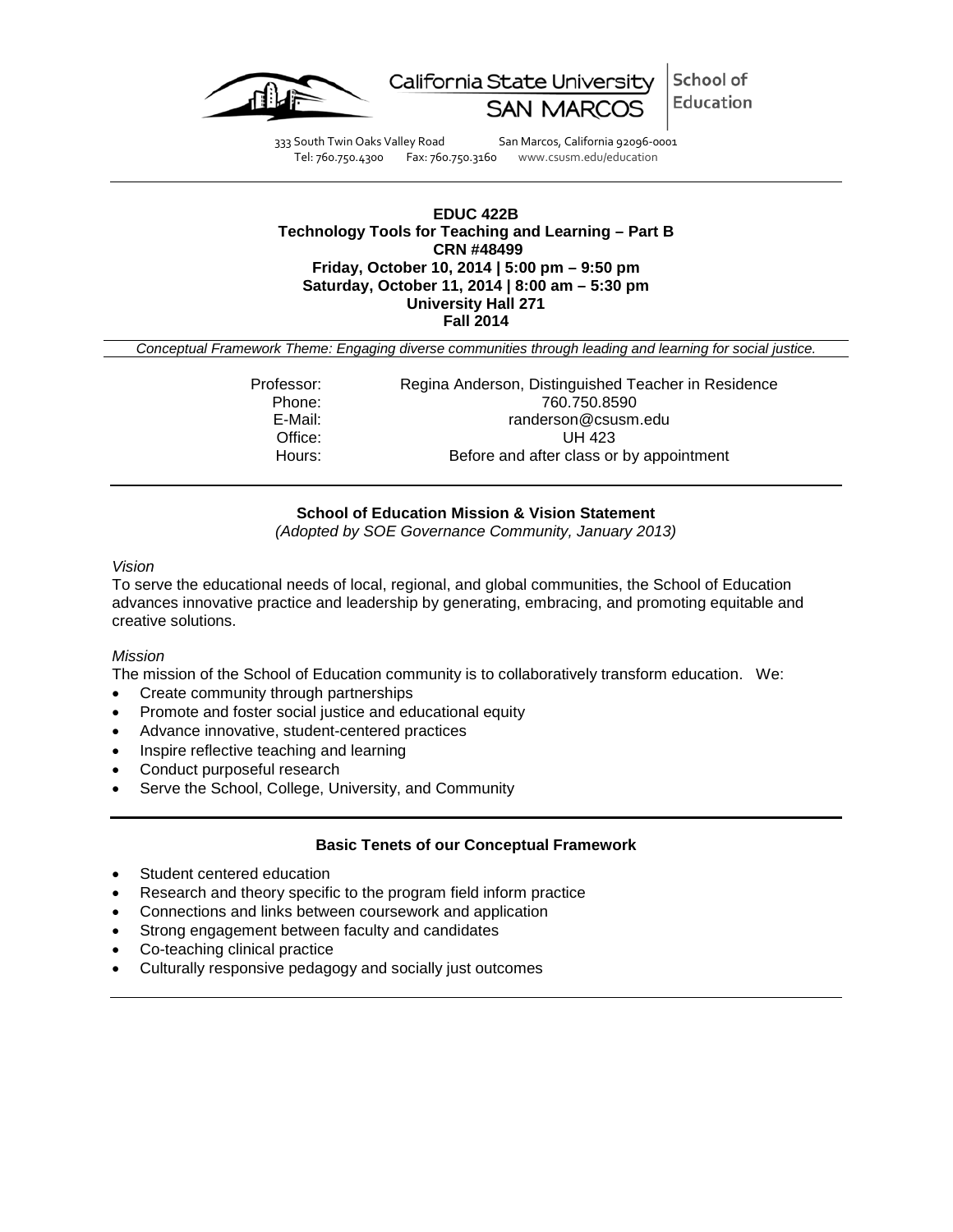California State University SAN MARCOS | School of Education

333 South Twin Oaks Valley Road San Marcos, California 92096-0001
Tel: 760.750.4300 Fax: 760.750.3160 www.csusm.edu/education

---

**EDUC 422B**
**Technology Tools for Teaching and Learning – Part B**
**CRN #48499**
**Friday, October 10, 2014 | 5:00 pm – 9:50 pm**
**Saturday, October 11, 2014 | 8:00 am – 5:30 pm**
**University Hall 271**
**Fall 2014**

*Conceptual Framework Theme: Engaging diverse communities through leading and learning for social justice.*

Professor: Regina Anderson, Distinguished Teacher in Residence
Phone: 760.750.8590
E-Mail: randerson@csusm.edu
Office: UH 423
Hours: Before and after class or by appointment

---

**School of Education Mission & Vision Statement**
*(Adopted by SOE Governance Community, January 2013)*

*Vision*

To serve the educational needs of local, regional, and global communities, the School of Education advances innovative practice and leadership by generating, embracing, and promoting equitable and creative solutions.

*Mission*

The mission of the School of Education community is to collaboratively transform education. We:

- Create community through partnerships
- Promote and foster social justice and educational equity
- Advance innovative, student-centered practices
- Inspire reflective teaching and learning
- Conduct purposeful research
- Serve the School, College, University, and Community

---

**Basic Tenets of our Conceptual Framework**

- Student centered education
- Research and theory specific to the program field inform practice
- Connections and links between coursework and application
- Strong engagement between faculty and candidates
- Co-teaching clinical practice
- Culturally responsive pedagogy and socially just outcomes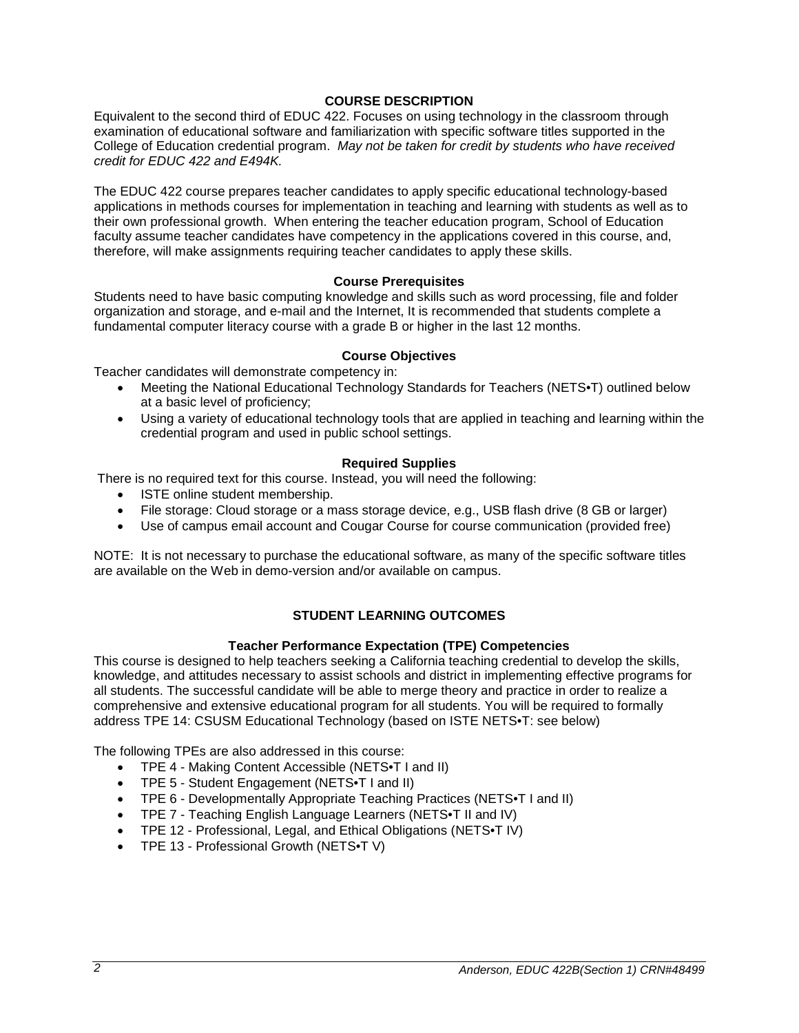## COURSE DESCRIPTION

Equivalent to the second third of EDUC 422. Focuses on using technology in the classroom through examination of educational software and familiarization with specific software titles supported in the College of Education credential program. *May not be taken for credit by students who have received credit for EDUC 422 and E494K.*

The EDUC 422 course prepares teacher candidates to apply specific educational technology-based applications in methods courses for implementation in teaching and learning with students as well as to their own professional growth. When entering the teacher education program, School of Education faculty assume teacher candidates have competency in the applications covered in this course, and, therefore, will make assignments requiring teacher candidates to apply these skills.

### Course Prerequisites

Students need to have basic computing knowledge and skills such as word processing, file and folder organization and storage, and e-mail and the Internet, It is recommended that students complete a fundamental computer literacy course with a grade B or higher in the last 12 months.

### Course Objectives

Teacher candidates will demonstrate competency in:

- Meeting the National Educational Technology Standards for Teachers (NETS•T) outlined below at a basic level of proficiency;
- Using a variety of educational technology tools that are applied in teaching and learning within the credential program and used in public school settings.

### Required Supplies

There is no required text for this course. Instead, you will need the following:

- ISTE online student membership.
- File storage: Cloud storage or a mass storage device, e.g., USB flash drive (8 GB or larger)
- Use of campus email account and Cougar Course for course communication (provided free)

NOTE: It is not necessary to purchase the educational software, as many of the specific software titles are available on the Web in demo-version and/or available on campus.

## STUDENT LEARNING OUTCOMES

### Teacher Performance Expectation (TPE) Competencies

This course is designed to help teachers seeking a California teaching credential to develop the skills, knowledge, and attitudes necessary to assist schools and district in implementing effective programs for all students. The successful candidate will be able to merge theory and practice in order to realize a comprehensive and extensive educational program for all students. You will be required to formally address TPE 14: CSUSM Educational Technology (based on ISTE NETS•T: see below)

The following TPEs are also addressed in this course:

- TPE 4 - Making Content Accessible (NETS•T I and II)
- TPE 5 - Student Engagement (NETS•T I and II)
- TPE 6 - Developmentally Appropriate Teaching Practices (NETS•T I and II)
- TPE 7 - Teaching English Language Learners (NETS•T II and IV)
- TPE 12 - Professional, Legal, and Ethical Obligations (NETS•T IV)
- TPE 13 - Professional Growth (NETS•T V)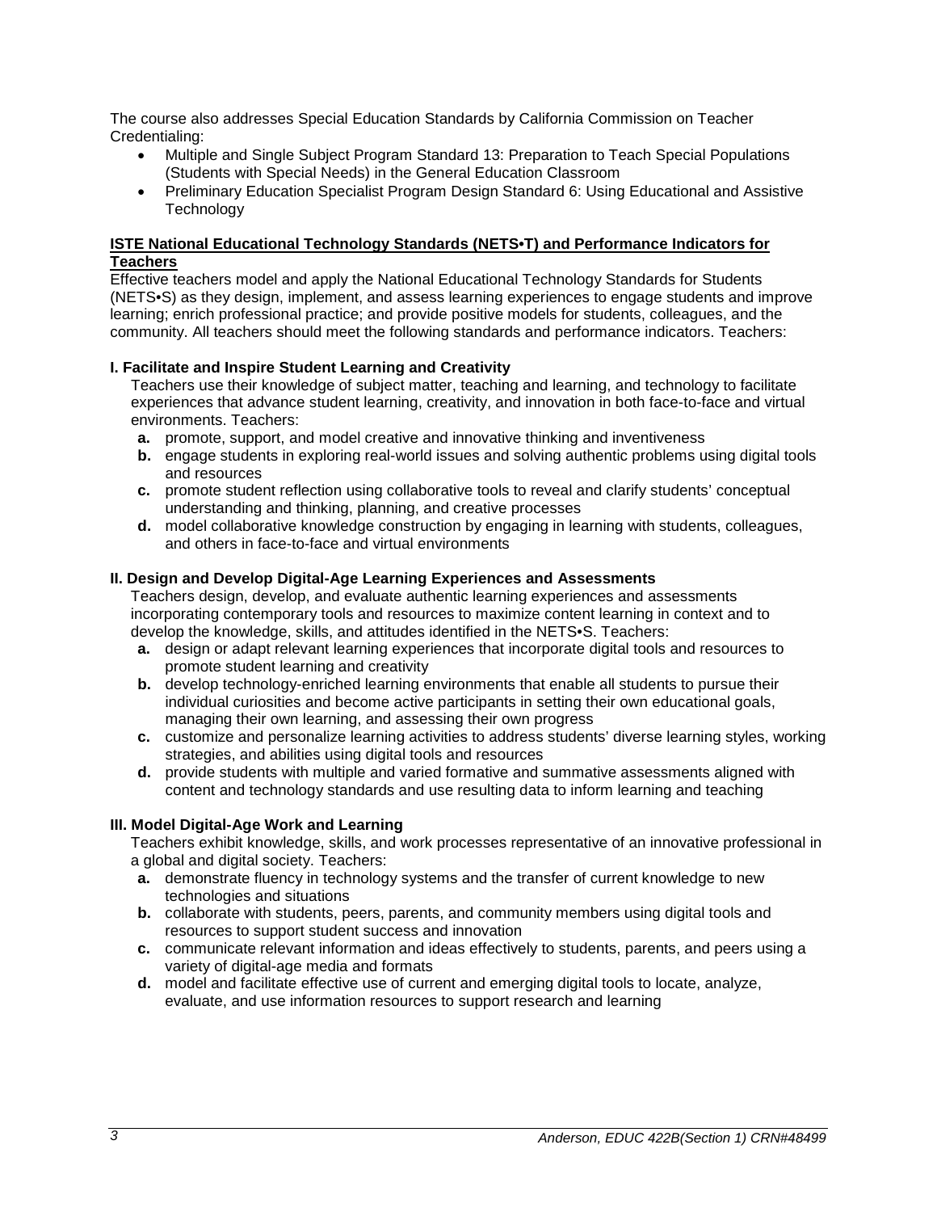The course also addresses Special Education Standards by California Commission on Teacher Credentialing:

- Multiple and Single Subject Program Standard 13: Preparation to Teach Special Populations (Students with Special Needs) in the General Education Classroom
- Preliminary Education Specialist Program Design Standard 6: Using Educational and Assistive Technology

**ISTE National Educational Technology Standards (NETS•T) and Performance Indicators for Teachers**

Effective teachers model and apply the National Educational Technology Standards for Students (NETS•S) as they design, implement, and assess learning experiences to engage students and improve learning; enrich professional practice; and provide positive models for students, colleagues, and the community. All teachers should meet the following standards and performance indicators. Teachers:

**I. Facilitate and Inspire Student Learning and Creativity**

Teachers use their knowledge of subject matter, teaching and learning, and technology to facilitate experiences that advance student learning, creativity, and innovation in both face-to-face and virtual environments. Teachers:

- **a.** promote, support, and model creative and innovative thinking and inventiveness
- **b.** engage students in exploring real-world issues and solving authentic problems using digital tools and resources
- **c.** promote student reflection using collaborative tools to reveal and clarify students' conceptual understanding and thinking, planning, and creative processes
- **d.** model collaborative knowledge construction by engaging in learning with students, colleagues, and others in face-to-face and virtual environments

**II. Design and Develop Digital-Age Learning Experiences and Assessments**

Teachers design, develop, and evaluate authentic learning experiences and assessments incorporating contemporary tools and resources to maximize content learning in context and to develop the knowledge, skills, and attitudes identified in the NETS•S. Teachers:

- **a.** design or adapt relevant learning experiences that incorporate digital tools and resources to promote student learning and creativity
- **b.** develop technology-enriched learning environments that enable all students to pursue their individual curiosities and become active participants in setting their own educational goals, managing their own learning, and assessing their own progress
- **c.** customize and personalize learning activities to address students' diverse learning styles, working strategies, and abilities using digital tools and resources
- **d.** provide students with multiple and varied formative and summative assessments aligned with content and technology standards and use resulting data to inform learning and teaching

**III. Model Digital-Age Work and Learning**

Teachers exhibit knowledge, skills, and work processes representative of an innovative professional in a global and digital society. Teachers:

- **a.** demonstrate fluency in technology systems and the transfer of current knowledge to new technologies and situations
- **b.** collaborate with students, peers, parents, and community members using digital tools and resources to support student success and innovation
- **c.** communicate relevant information and ideas effectively to students, parents, and peers using a variety of digital-age media and formats
- **d.** model and facilitate effective use of current and emerging digital tools to locate, analyze, evaluate, and use information resources to support research and learning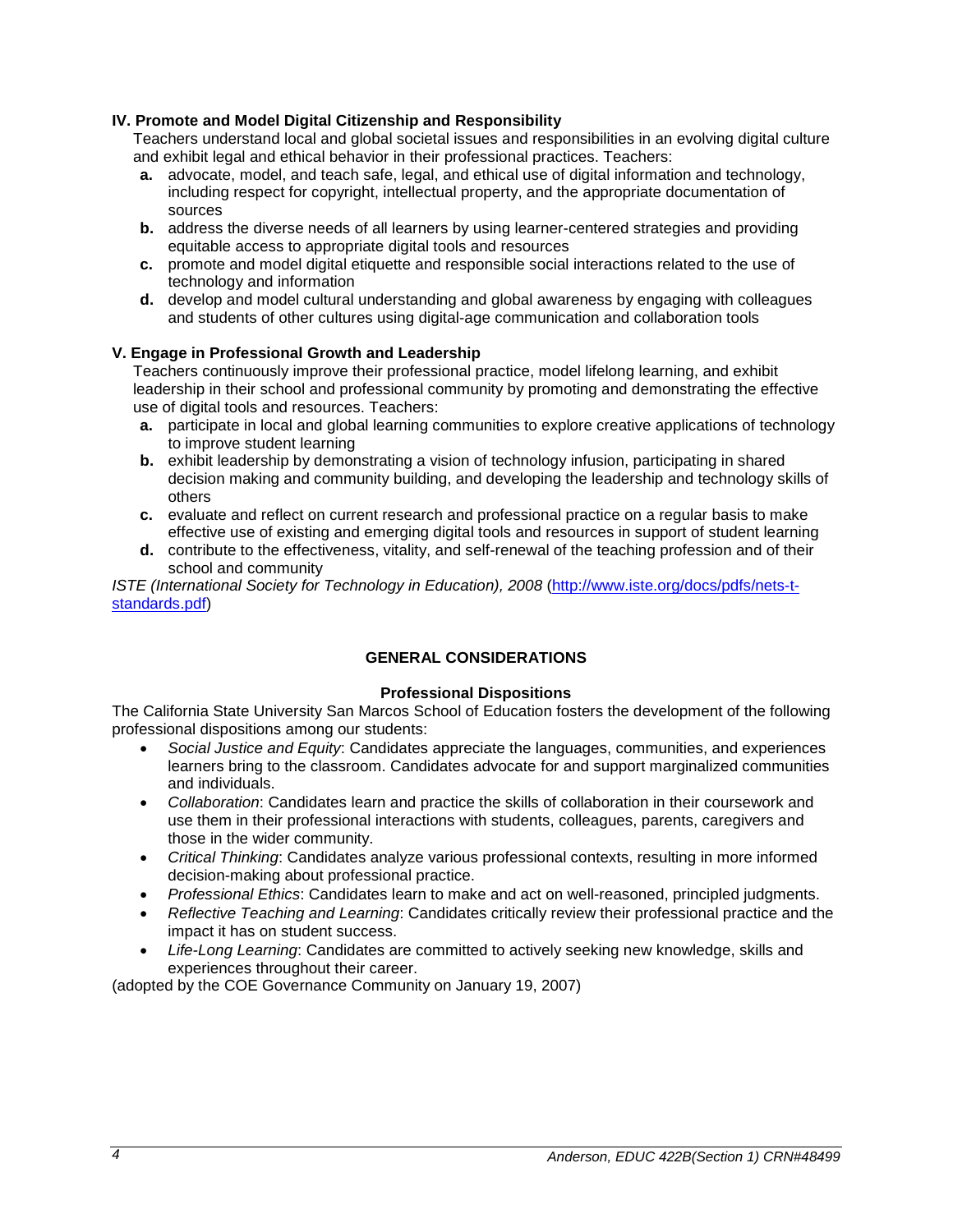**IV. Promote and Model Digital Citizenship and Responsibility**

Teachers understand local and global societal issues and responsibilities in an evolving digital culture and exhibit legal and ethical behavior in their professional practices. Teachers:

- **a.** advocate, model, and teach safe, legal, and ethical use of digital information and technology, including respect for copyright, intellectual property, and the appropriate documentation of sources
- **b.** address the diverse needs of all learners by using learner-centered strategies and providing equitable access to appropriate digital tools and resources
- **c.** promote and model digital etiquette and responsible social interactions related to the use of technology and information
- **d.** develop and model cultural understanding and global awareness by engaging with colleagues and students of other cultures using digital-age communication and collaboration tools

**V. Engage in Professional Growth and Leadership**

Teachers continuously improve their professional practice, model lifelong learning, and exhibit leadership in their school and professional community by promoting and demonstrating the effective use of digital tools and resources. Teachers:

- **a.** participate in local and global learning communities to explore creative applications of technology to improve student learning
- **b.** exhibit leadership by demonstrating a vision of technology infusion, participating in shared decision making and community building, and developing the leadership and technology skills of others
- **c.** evaluate and reflect on current research and professional practice on a regular basis to make effective use of existing and emerging digital tools and resources in support of student learning
- **d.** contribute to the effectiveness, vitality, and self-renewal of the teaching profession and of their school and community

*ISTE (International Society for Technology in Education), 2008* (http://www.iste.org/docs/pdfs/nets-t-standards.pdf)

## GENERAL CONSIDERATIONS

### Professional Dispositions

The California State University San Marcos School of Education fosters the development of the following professional dispositions among our students:

- *Social Justice and Equity*: Candidates appreciate the languages, communities, and experiences learners bring to the classroom. Candidates advocate for and support marginalized communities and individuals.
- *Collaboration*: Candidates learn and practice the skills of collaboration in their coursework and use them in their professional interactions with students, colleagues, parents, caregivers and those in the wider community.
- *Critical Thinking*: Candidates analyze various professional contexts, resulting in more informed decision-making about professional practice.
- *Professional Ethics*: Candidates learn to make and act on well-reasoned, principled judgments.
- *Reflective Teaching and Learning*: Candidates critically review their professional practice and the impact it has on student success.
- *Life-Long Learning*: Candidates are committed to actively seeking new knowledge, skills and experiences throughout their career.

(adopted by the COE Governance Community on January 19, 2007)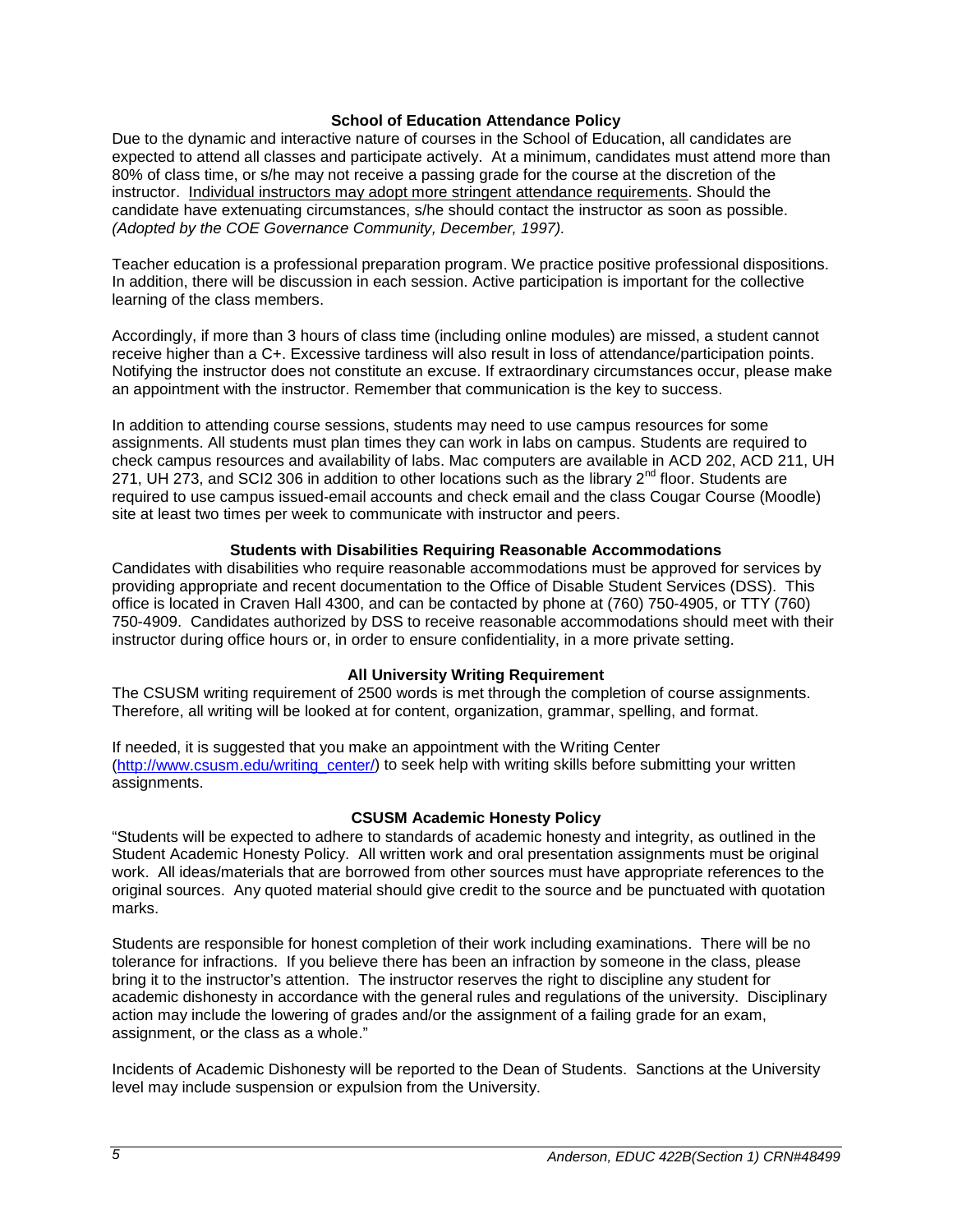### School of Education Attendance Policy

Due to the dynamic and interactive nature of courses in the School of Education, all candidates are expected to attend all classes and participate actively. At a minimum, candidates must attend more than 80% of class time, or s/he may not receive a passing grade for the course at the discretion of the instructor. <u>Individual instructors may adopt more stringent attendance requirements</u>. Should the candidate have extenuating circumstances, s/he should contact the instructor as soon as possible. *(Adopted by the COE Governance Community, December, 1997).*

Teacher education is a professional preparation program. We practice positive professional dispositions. In addition, there will be discussion in each session. Active participation is important for the collective learning of the class members.

Accordingly, if more than 3 hours of class time (including online modules) are missed, a student cannot receive higher than a C+. Excessive tardiness will also result in loss of attendance/participation points. Notifying the instructor does not constitute an excuse. If extraordinary circumstances occur, please make an appointment with the instructor. Remember that communication is the key to success.

In addition to attending course sessions, students may need to use campus resources for some assignments. All students must plan times they can work in labs on campus. Students are required to check campus resources and availability of labs. Mac computers are available in ACD 202, ACD 211, UH 271, UH 273, and SCI2 306 in addition to other locations such as the library 2nd floor. Students are required to use campus issued-email accounts and check email and the class Cougar Course (Moodle) site at least two times per week to communicate with instructor and peers.

### Students with Disabilities Requiring Reasonable Accommodations

Candidates with disabilities who require reasonable accommodations must be approved for services by providing appropriate and recent documentation to the Office of Disable Student Services (DSS). This office is located in Craven Hall 4300, and can be contacted by phone at (760) 750-4905, or TTY (760) 750-4909. Candidates authorized by DSS to receive reasonable accommodations should meet with their instructor during office hours or, in order to ensure confidentiality, in a more private setting.

### All University Writing Requirement

The CSUSM writing requirement of 2500 words is met through the completion of course assignments. Therefore, all writing will be looked at for content, organization, grammar, spelling, and format.

If needed, it is suggested that you make an appointment with the Writing Center (http://www.csusm.edu/writing_center/) to seek help with writing skills before submitting your written assignments.

### CSUSM Academic Honesty Policy

"Students will be expected to adhere to standards of academic honesty and integrity, as outlined in the Student Academic Honesty Policy. All written work and oral presentation assignments must be original work. All ideas/materials that are borrowed from other sources must have appropriate references to the original sources. Any quoted material should give credit to the source and be punctuated with quotation marks.

Students are responsible for honest completion of their work including examinations. There will be no tolerance for infractions. If you believe there has been an infraction by someone in the class, please bring it to the instructor's attention. The instructor reserves the right to discipline any student for academic dishonesty in accordance with the general rules and regulations of the university. Disciplinary action may include the lowering of grades and/or the assignment of a failing grade for an exam, assignment, or the class as a whole."

Incidents of Academic Dishonesty will be reported to the Dean of Students. Sanctions at the University level may include suspension or expulsion from the University.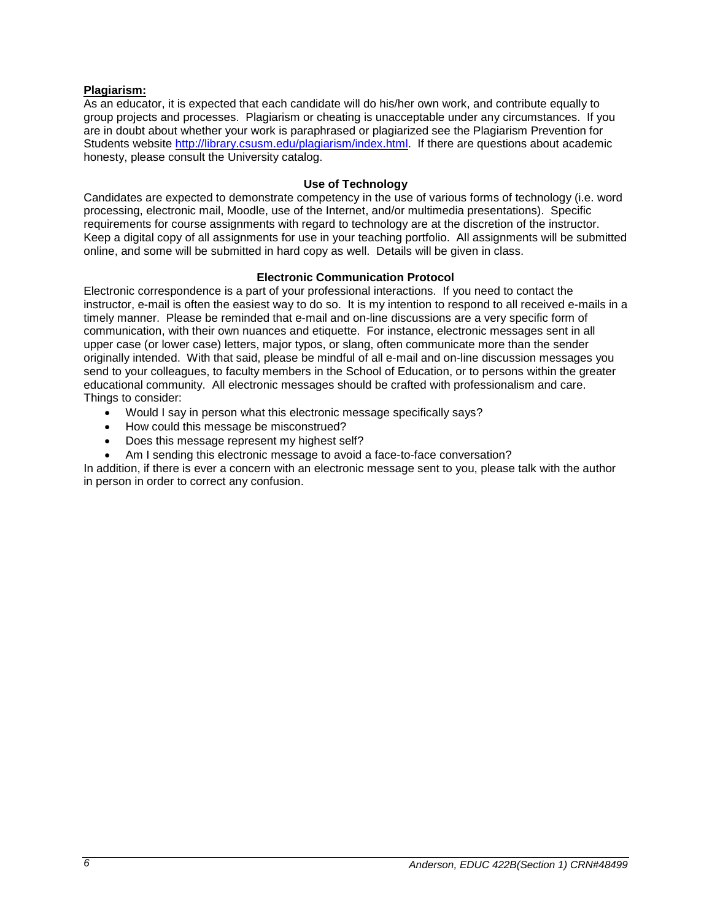**Plagiarism:**

As an educator, it is expected that each candidate will do his/her own work, and contribute equally to group projects and processes. Plagiarism or cheating is unacceptable under any circumstances. If you are in doubt about whether your work is paraphrased or plagiarized see the Plagiarism Prevention for Students website http://library.csusm.edu/plagiarism/index.html. If there are questions about academic honesty, please consult the University catalog.

### Use of Technology

Candidates are expected to demonstrate competency in the use of various forms of technology (i.e. word processing, electronic mail, Moodle, use of the Internet, and/or multimedia presentations). Specific requirements for course assignments with regard to technology are at the discretion of the instructor. Keep a digital copy of all assignments for use in your teaching portfolio. All assignments will be submitted online, and some will be submitted in hard copy as well. Details will be given in class.

### Electronic Communication Protocol

Electronic correspondence is a part of your professional interactions. If you need to contact the instructor, e-mail is often the easiest way to do so. It is my intention to respond to all received e-mails in a timely manner. Please be reminded that e-mail and on-line discussions are a very specific form of communication, with their own nuances and etiquette. For instance, electronic messages sent in all upper case (or lower case) letters, major typos, or slang, often communicate more than the sender originally intended. With that said, please be mindful of all e-mail and on-line discussion messages you send to your colleagues, to faculty members in the School of Education, or to persons within the greater educational community. All electronic messages should be crafted with professionalism and care. Things to consider:

- Would I say in person what this electronic message specifically says?
- How could this message be misconstrued?
- Does this message represent my highest self?
- Am I sending this electronic message to avoid a face-to-face conversation?

In addition, if there is ever a concern with an electronic message sent to you, please talk with the author in person in order to correct any confusion.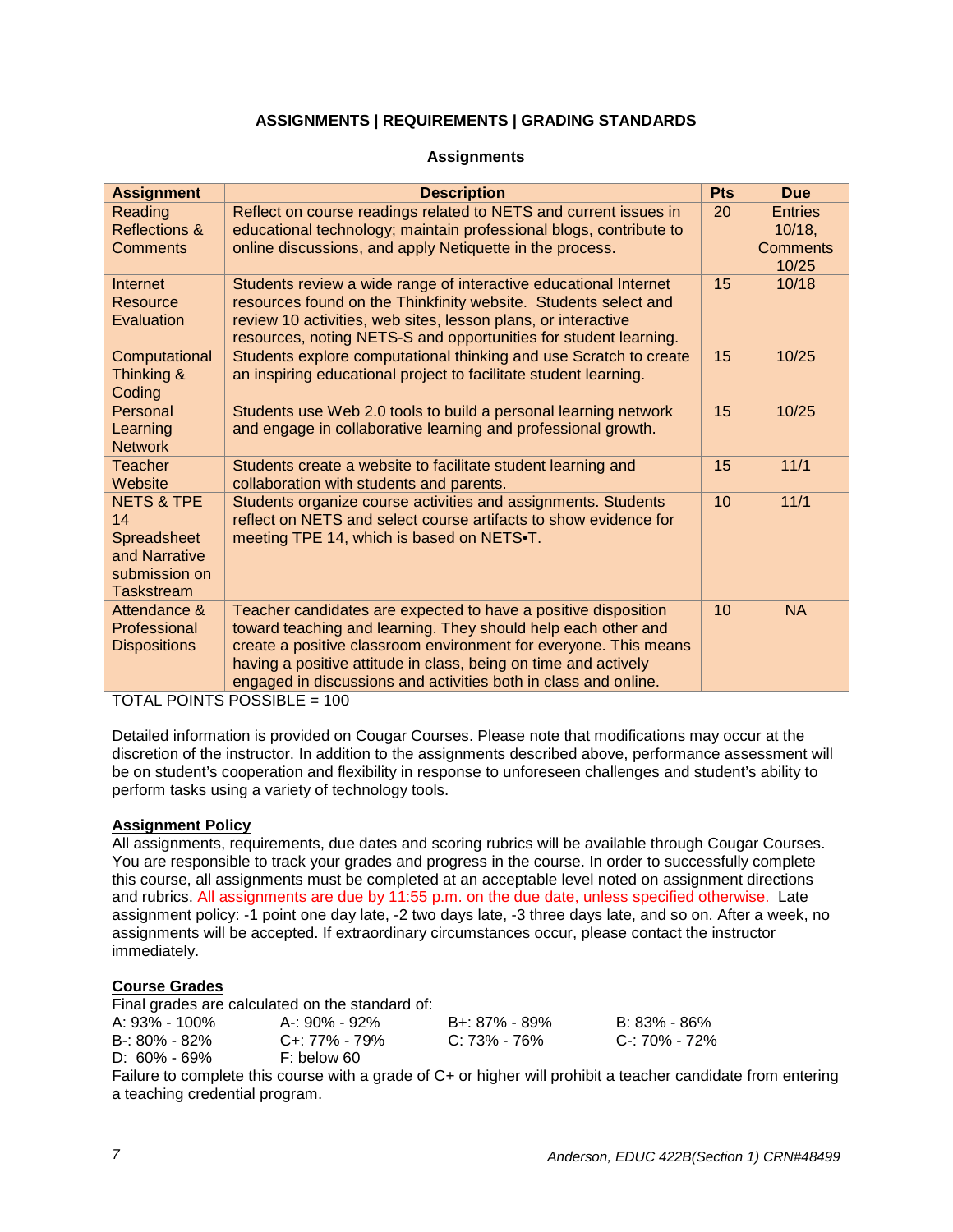## ASSIGNMENTS | REQUIREMENTS | GRADING STANDARDS

### Assignments

| Assignment | Description | Pts | Due |
|---|---|---|---|
| Reading Reflections & Comments | Reflect on course readings related to NETS and current issues in educational technology; maintain professional blogs, contribute to online discussions, and apply Netiquette in the process. | 20 | Entries 10/18, Comments 10/25 |
| Internet Resource Evaluation | Students review a wide range of interactive educational Internet resources found on the Thinkfinity website. Students select and review 10 activities, web sites, lesson plans, or interactive resources, noting NETS-S and opportunities for student learning. | 15 | 10/18 |
| Computational Thinking & Coding | Students explore computational thinking and use Scratch to create an inspiring educational project to facilitate student learning. | 15 | 10/25 |
| Personal Learning Network | Students use Web 2.0 tools to build a personal learning network and engage in collaborative learning and professional growth. | 15 | 10/25 |
| Teacher Website | Students create a website to facilitate student learning and collaboration with students and parents. | 15 | 11/1 |
| NETS & TPE 14 Spreadsheet and Narrative submission on Taskstream | Students organize course activities and assignments. Students reflect on NETS and select course artifacts to show evidence for meeting TPE 14, which is based on NETS•T. | 10 | 11/1 |
| Attendance & Professional Dispositions | Teacher candidates are expected to have a positive disposition toward teaching and learning. They should help each other and create a positive classroom environment for everyone. This means having a positive attitude in class, being on time and actively engaged in discussions and activities both in class and online. | 10 | NA |

TOTAL POINTS POSSIBLE = 100

Detailed information is provided on Cougar Courses. Please note that modifications may occur at the discretion of the instructor. In addition to the assignments described above, performance assessment will be on student's cooperation and flexibility in response to unforeseen challenges and student's ability to perform tasks using a variety of technology tools.

**Assignment Policy**

All assignments, requirements, due dates and scoring rubrics will be available through Cougar Courses. You are responsible to track your grades and progress in the course. In order to successfully complete this course, all assignments must be completed at an acceptable level noted on assignment directions and rubrics. All assignments are due by 11:55 p.m. on the due date, unless specified otherwise. Late assignment policy: -1 point one day late, -2 two days late, -3 three days late, and so on. After a week, no assignments will be accepted. If extraordinary circumstances occur, please contact the instructor immediately.

**Course Grades**

Final grades are calculated on the standard of:

| | | | |
|---|---|---|---|
| A: 93% - 100% | A-: 90% - 92% | B+: 87% - 89% | B: 83% - 86% |
| B-: 80% - 82% | C+: 77% - 79% | C: 73% - 76% | C-: 70% - 72% |
| D: 60% - 69% | F: below 60 | | |

Failure to complete this course with a grade of C+ or higher will prohibit a teacher candidate from entering a teaching credential program.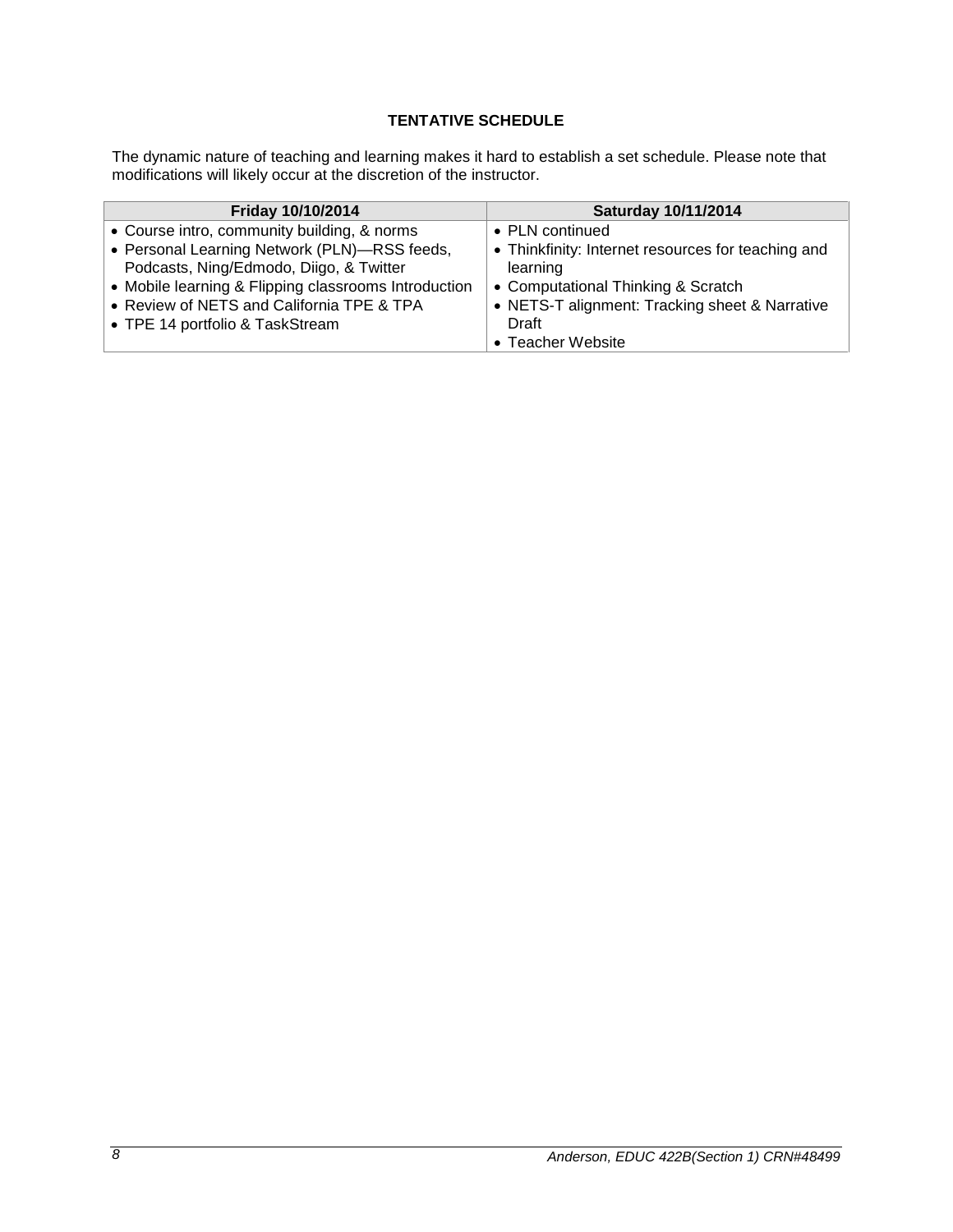## TENTATIVE SCHEDULE

The dynamic nature of teaching and learning makes it hard to establish a set schedule. Please note that modifications will likely occur at the discretion of the instructor.

| Friday 10/10/2014 | Saturday 10/11/2014 |
|---|---|
| • Course intro, community building, & norms<br>• Personal Learning Network (PLN)—RSS feeds, Podcasts, Ning/Edmodo, Diigo, & Twitter<br>• Mobile learning & Flipping classrooms Introduction<br>• Review of NETS and California TPE & TPA<br>• TPE 14 portfolio & TaskStream | • PLN continued<br>• Thinkfinity: Internet resources for teaching and learning<br>• Computational Thinking & Scratch<br>• NETS-T alignment: Tracking sheet & Narrative Draft<br>• Teacher Website |